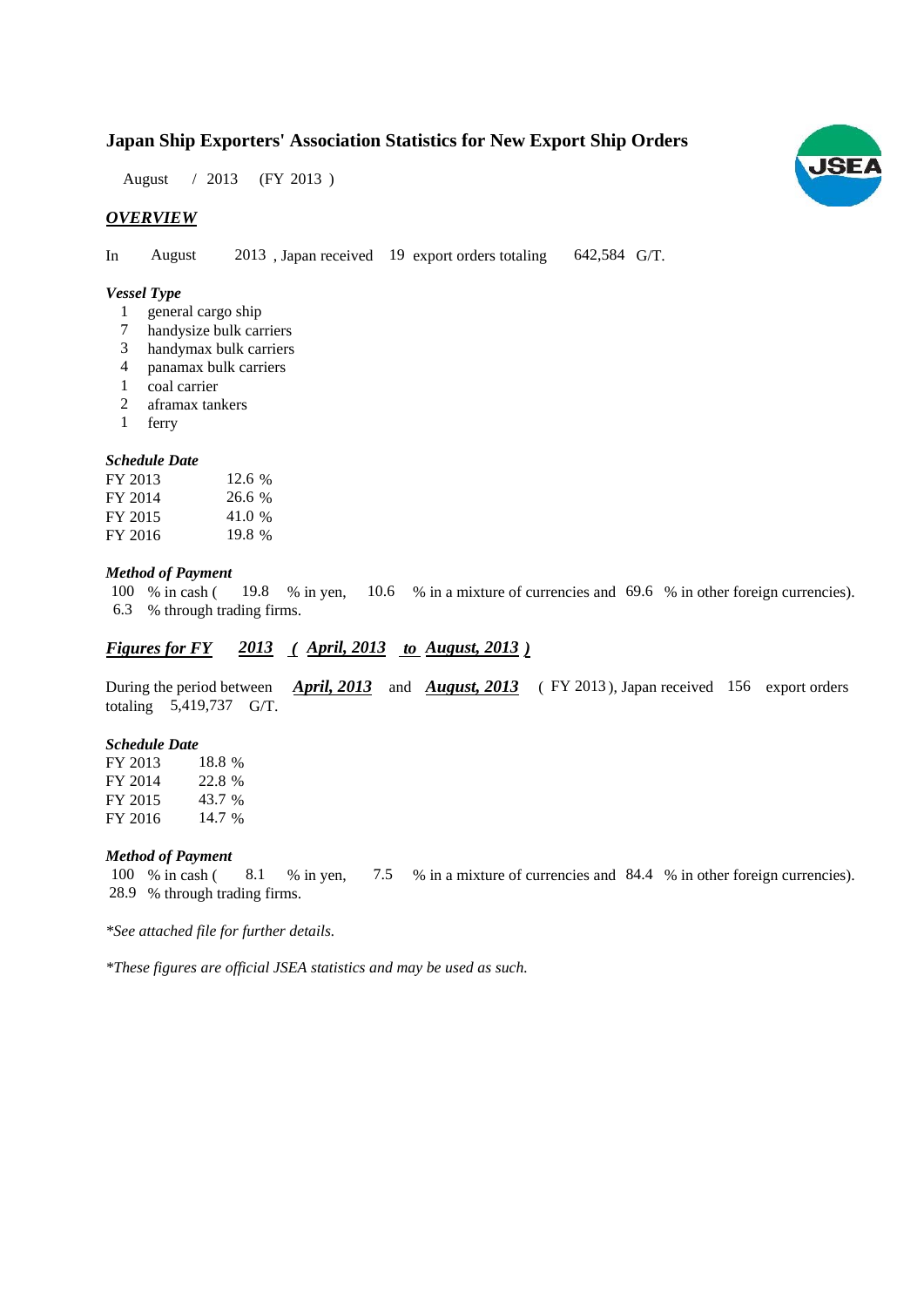# Japan Ship Exporters' Association Statistics for New Export Ship Orders

August / 2013 (FY 2013 )

## *OVERVIEW*

In August 2013 , Japan received 19 export orders totaling 642,584 G/T.

### *Vessel Type*

1 general cargo ship
7 handysize bulk carriers
3 handymax bulk carriers
4 panamax bulk carriers
1 coal carrier
2 aframax tankers
1 ferry

### *Schedule Date*

| | |
|---|---|
| FY 2013 | 12.6 % |
| FY 2014 | 26.6 % |
| FY 2015 | 41.0 % |
| FY 2016 | 19.8 % |

### *Method of Payment*

100 % in cash ( 19.8 % in yen, 10.6 % in a mixture of currencies and 69.6 % in other foreign currencies).
6.3 % through trading firms.

## ***Figures for FY 2013 ( April, 2013 to August, 2013 )***

During the period between ***April, 2013*** and ***August, 2013*** ( FY 2013 ), Japan received 156 export orders totaling 5,419,737 G/T.

### *Schedule Date*

| | |
|---|---|
| FY 2013 | 18.8 % |
| FY 2014 | 22.8 % |
| FY 2015 | 43.7 % |
| FY 2016 | 14.7 % |

### *Method of Payment*

100 % in cash ( 8.1 % in yen, 7.5 % in a mixture of currencies and 84.4 % in other foreign currencies).
28.9 % through trading firms.

*\*See attached file for further details.*

*\*These figures are official JSEA statistics and may be used as such.*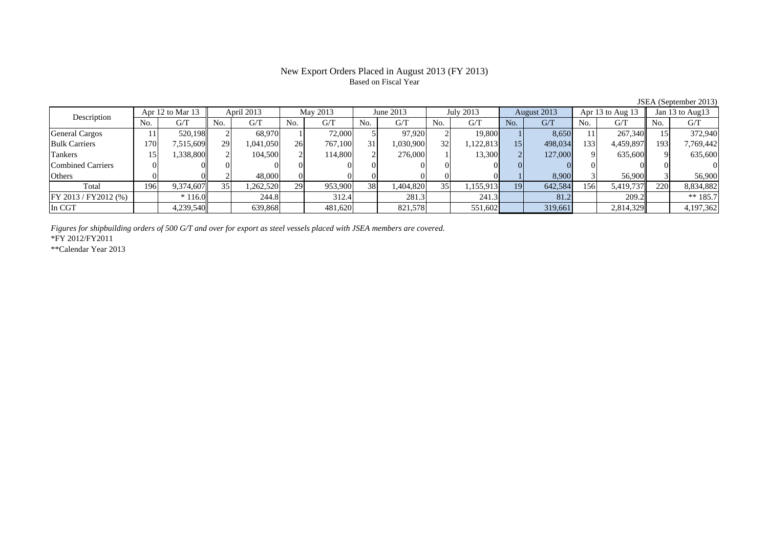# New Export Orders Placed in August 2013 (FY 2013)

Based on Fiscal Year

JSEA (September 2013)

| Description | Apr 12 to Mar 13 | | April 2013 | | May 2013 | | June 2013 | | July 2013 | | August 2013 | | Apr 13 to Aug 13 | | Jan 13 to Aug13 | |
|---|---|---|---|---|---|---|---|---|---|---|---|---|---|---|---|---|
| | No. | G/T | No. | G/T | No. | G/T | No. | G/T | No. | G/T | No. | G/T | No. | G/T | No. | G/T |
| General Cargos | 11 | 520,198 | 2 | 68,970 | 1 | 72,000 | 5 | 97,920 | 2 | 19,800 | 1 | 8,650 | 11 | 267,340 | 15 | 372,940 |
| Bulk Carriers | 170 | 7,515,609 | 29 | 1,041,050 | 26 | 767,100 | 31 | 1,030,900 | 32 | 1,122,813 | 15 | 498,034 | 133 | 4,459,897 | 193 | 7,769,442 |
| Tankers | 15 | 1,338,800 | 2 | 104,500 | 2 | 114,800 | 2 | 276,000 | 1 | 13,300 | 2 | 127,000 | 9 | 635,600 | 9 | 635,600 |
| Combined Carriers | 0 | 0 | 0 | 0 | 0 | 0 | 0 | 0 | 0 | 0 | 0 | 0 | 0 | 0 | 0 | 0 |
| Others | 0 | 0 | 2 | 48,000 | 0 | 0 | 0 | 0 | 0 | 0 | 1 | 8,900 | 3 | 56,900 | 3 | 56,900 |
| Total | 196 | 9,374,607 | 35 | 1,262,520 | 29 | 953,900 | 38 | 1,404,820 | 35 | 1,155,913 | 19 | 642,584 | 156 | 5,419,737 | 220 | 8,834,882 |
| FY 2013 / FY2012 (%) | | * 116.0 | | 244.8 | | 312.4 | | 281.3 | | 241.3 | | 81.2 | | 209.2 | | ** 185.7 |
| In CGT | | 4,239,540 | | 639,868 | | 481,620 | | 821,578 | | 551,602 | | 319,661 | | 2,814,329 | | 4,197,362 |

*Figures for shipbuilding orders of 500 G/T and over for export as steel vessels placed with JSEA members are covered.*

*FY 2012/FY2011

**Calendar Year 2013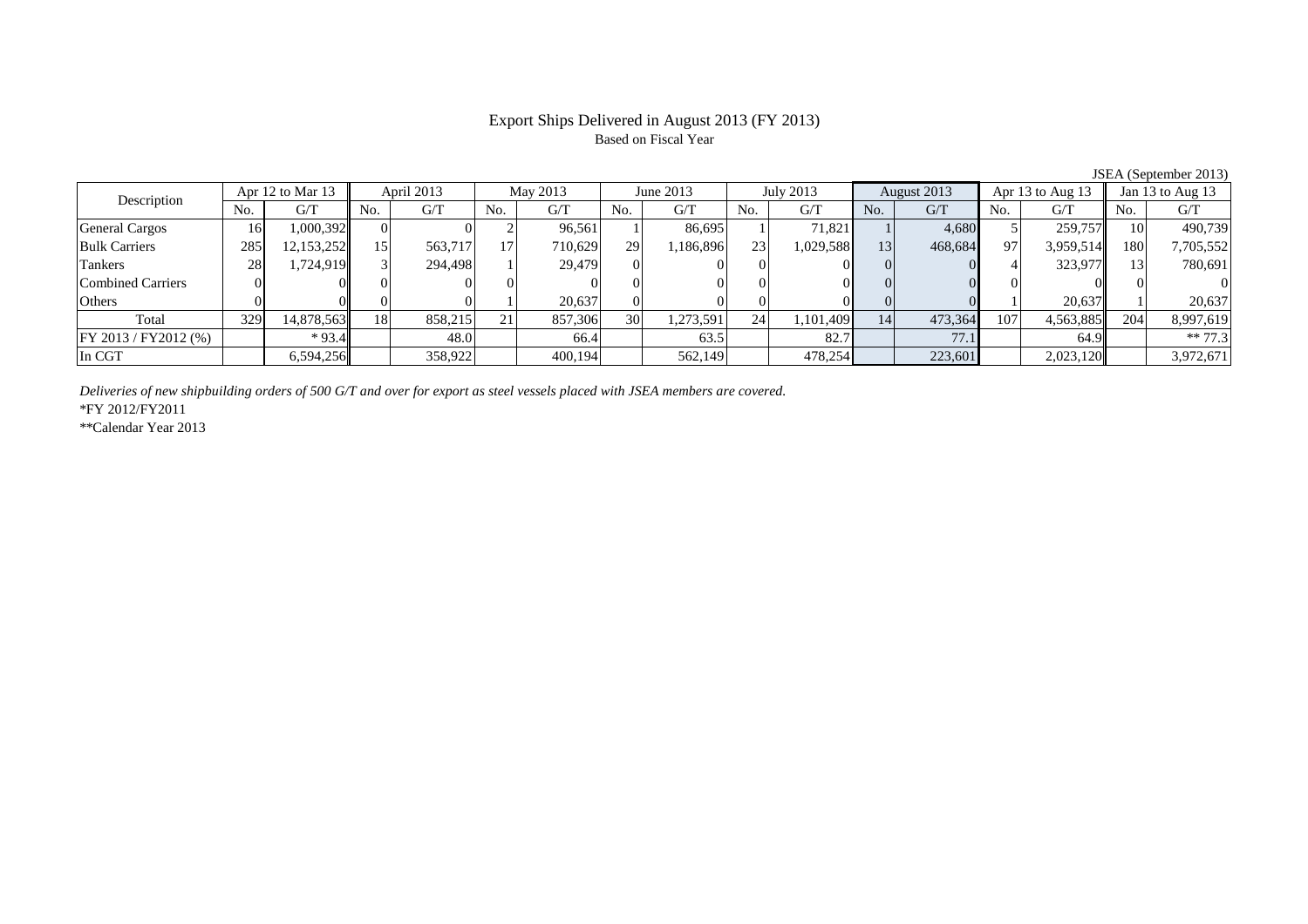# Export Ships Delivered in August 2013 (FY 2013)

Based on Fiscal Year

JSEA (September 2013)

| Description | Apr 12 to Mar 13 | | April 2013 | | May 2013 | | June 2013 | | July 2013 | | August 2013 | | Apr 13 to Aug 13 | | Jan 13 to Aug 13 | |
|---|---|---|---|---|---|---|---|---|---|---|---|---|---|---|---|---|
| | No. | G/T | No. | G/T | No. | G/T | No. | G/T | No. | G/T | No. | G/T | No. | G/T | No. | G/T |
| General Cargos | 16 | 1,000,392 | 0 | 0 | 2 | 96,561 | 1 | 86,695 | 1 | 71,821 | 1 | 4,680 | 5 | 259,757 | 10 | 490,739 |
| Bulk Carriers | 285 | 12,153,252 | 15 | 563,717 | 17 | 710,629 | 29 | 1,186,896 | 23 | 1,029,588 | 13 | 468,684 | 97 | 3,959,514 | 180 | 7,705,552 |
| Tankers | 28 | 1,724,919 | 3 | 294,498 | 1 | 29,479 | 0 | 0 | 0 | 0 | 0 | 0 | 4 | 323,977 | 13 | 780,691 |
| Combined Carriers | 0 | 0 | 0 | 0 | 0 | 0 | 0 | 0 | 0 | 0 | 0 | 0 | 0 | 0 | 0 | 0 |
| Others | 0 | 0 | 0 | 0 | 1 | 20,637 | 0 | 0 | 0 | 0 | 0 | 0 | 1 | 20,637 | 1 | 20,637 |
| Total | 329 | 14,878,563 | 18 | 858,215 | 21 | 857,306 | 30 | 1,273,591 | 24 | 1,101,409 | 14 | 473,364 | 107 | 4,563,885 | 204 | 8,997,619 |
| FY 2013 / FY2012 (%) | | * 93.4 | | 48.0 | | 66.4 | | 63.5 | | 82.7 | | 77.1 | | 64.9 | | ** 77.3 |
| In CGT | | 6,594,256 | | 358,922 | | 400,194 | | 562,149 | | 478,254 | | 223,601 | | 2,023,120 | | 3,972,671 |

*Deliveries of new shipbuilding orders of 500 G/T and over for export as steel vessels placed with JSEA members are covered.*

*FY 2012/FY2011

**Calendar Year 2013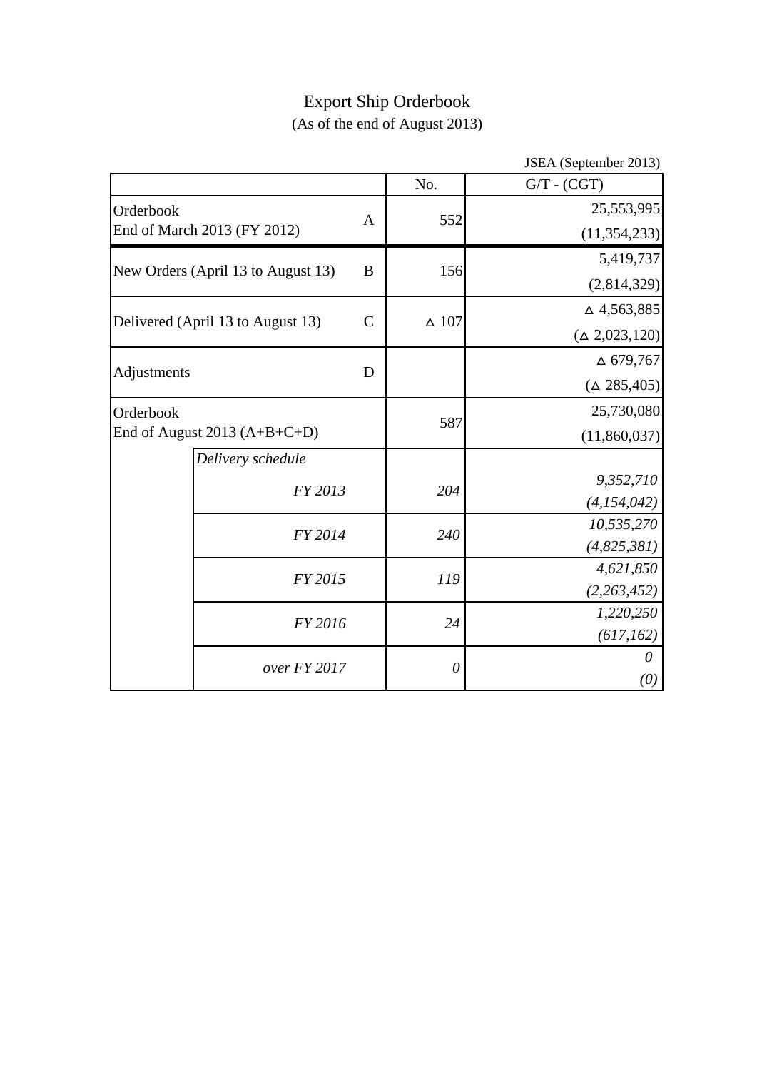# Export Ship Orderbook

(As of the end of August 2013)

JSEA (September 2013)

| | | | No. | G/T - (CGT) |
|---|---|---|---|---|
| Orderbook<br>End of March 2013 (FY 2012) | | A | 552 | 25,553,995<br>(11,354,233) |
| New Orders (April 13 to August 13) | | B | 156 | 5,419,737<br>(2,814,329) |
| Delivered (April 13 to August 13) | | C | ∆ 107 | ∆ 4,563,885<br>(∆ 2,023,120) |
| Adjustments | | D | | ∆ 679,767<br>(∆ 285,405) |
| Orderbook<br>End of August 2013 (A+B+C+D) | | | 587 | 25,730,080<br>(11,860,037) |
| | *Delivery schedule* | | | |
| | *FY 2013* | | *204* | *9,352,710*<br>*(4,154,042)* |
| | *FY 2014* | | *240* | *10,535,270*<br>*(4,825,381)* |
| | *FY 2015* | | *119* | *4,621,850*<br>*(2,263,452)* |
| | *FY 2016* | | *24* | *1,220,250*<br>*(617,162)* |
| | *over FY 2017* | | *0* | *0*<br>*(0)* |